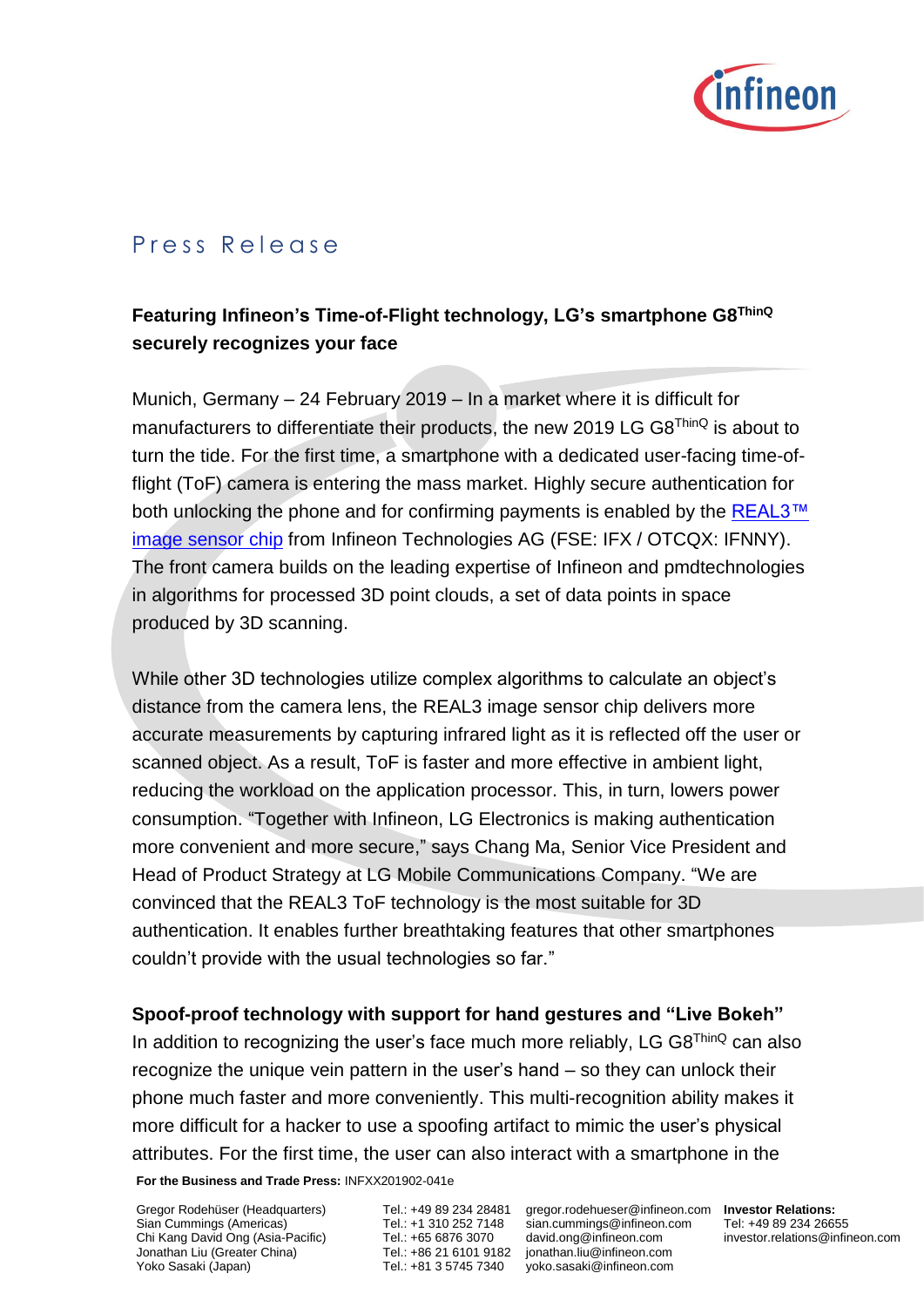# Press Release

**Featuring Infineon's Time-of-Flight technology, LG's smartphone G8$^{ThinQ}$ securely recognizes your face**

Munich, Germany – 24 February 2019 – In a market where it is difficult for manufacturers to differentiate their products, the new 2019 LG G8$^{ThinQ}$ is about to turn the tide. For the first time, a smartphone with a dedicated user-facing time-of-flight (ToF) camera is entering the mass market. Highly secure authentication for both unlocking the phone and for confirming payments is enabled by the [REAL3™ image sensor chip]() from Infineon Technologies AG (FSE: IFX / OTCQX: IFNNY). The front camera builds on the leading expertise of Infineon and pmdtechnologies in algorithms for processed 3D point clouds, a set of data points in space produced by 3D scanning.

While other 3D technologies utilize complex algorithms to calculate an object's distance from the camera lens, the REAL3 image sensor chip delivers more accurate measurements by capturing infrared light as it is reflected off the user or scanned object. As a result, ToF is faster and more effective in ambient light, reducing the workload on the application processor. This, in turn, lowers power consumption. "Together with Infineon, LG Electronics is making authentication more convenient and more secure," says Chang Ma, Senior Vice President and Head of Product Strategy at LG Mobile Communications Company. "We are convinced that the REAL3 ToF technology is the most suitable for 3D authentication. It enables further breathtaking features that other smartphones couldn't provide with the usual technologies so far."

**Spoof-proof technology with support for hand gestures and "Live Bokeh"**

In addition to recognizing the user's face much more reliably, LG G8$^{ThinQ}$ can also recognize the unique vein pattern in the user's hand – so they can unlock their phone much faster and more conveniently. This multi-recognition ability makes it more difficult for a hacker to use a spoofing artifact to mimic the user's physical attributes. For the first time, the user can also interact with a smartphone in the

**For the Business and Trade Press:** INFXX201902-041e

| | | | |
|---|---|---|---|
| Gregor Rodehüser (Headquarters) | Tel.: +49 89 234 28481 | gregor.rodehueser@infineon.com | **Investor Relations:** |
| Sian Cummings (Americas) | Tel.: +1 310 252 7148 | sian.cummings@infineon.com | Tel: +49 89 234 26655 |
| Chi Kang David Ong (Asia-Pacific) | Tel.: +65 6876 3070 | david.ong@infineon.com | investor.relations@infineon.com |
| Jonathan Liu (Greater China) | Tel.: +86 21 6101 9182 | jonathan.liu@infineon.com | |
| Yoko Sasaki (Japan) | Tel.: +81 3 5745 7340 | yoko.sasaki@infineon.com | |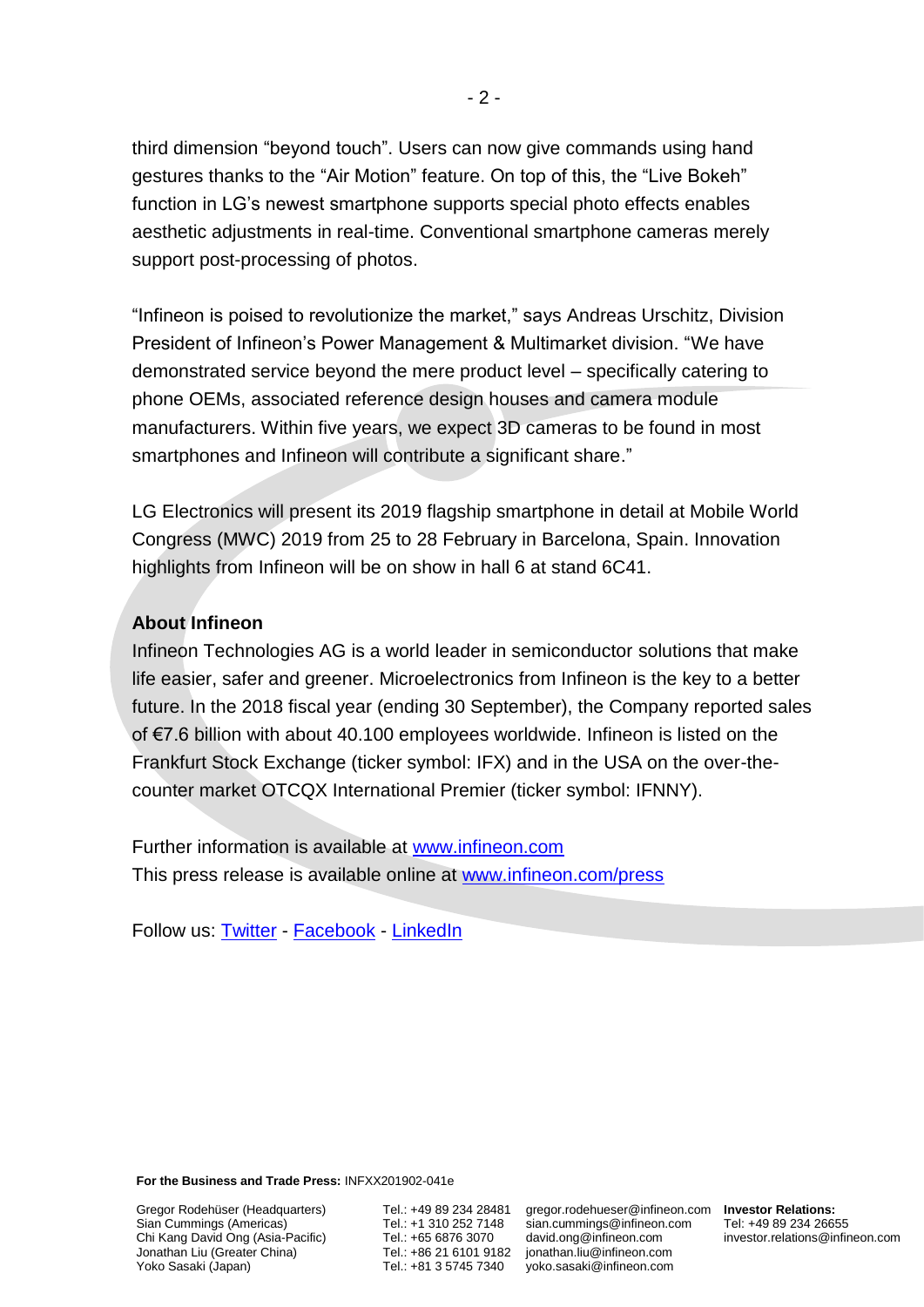third dimension “beyond touch”. Users can now give commands using hand gestures thanks to the “Air Motion” feature. On top of this, the “Live Bokeh” function in LG’s newest smartphone supports special photo effects enables aesthetic adjustments in real-time. Conventional smartphone cameras merely support post-processing of photos.

“Infineon is poised to revolutionize the market,” says Andreas Urschitz, Division President of Infineon’s Power Management & Multimarket division. “We have demonstrated service beyond the mere product level – specifically catering to phone OEMs, associated reference design houses and camera module manufacturers. Within five years, we expect 3D cameras to be found in most smartphones and Infineon will contribute a significant share.”

LG Electronics will present its 2019 flagship smartphone in detail at Mobile World Congress (MWC) 2019 from 25 to 28 February in Barcelona, Spain. Innovation highlights from Infineon will be on show in hall 6 at stand 6C41.

**About Infineon**

Infineon Technologies AG is a world leader in semiconductor solutions that make life easier, safer and greener. Microelectronics from Infineon is the key to a better future. In the 2018 fiscal year (ending 30 September), the Company reported sales of €7.6 billion with about 40.100 employees worldwide. Infineon is listed on the Frankfurt Stock Exchange (ticker symbol: IFX) and in the USA on the over-the-counter market OTCQX International Premier (ticker symbol: IFNNY).

Further information is available at www.infineon.com
This press release is available online at www.infineon.com/press

Follow us: Twitter - Facebook - LinkedIn

**For the Business and Trade Press:** INFXX201902-041e

| | | | |
|---|---|---|---|
| Gregor Rodehüser (Headquarters) | Tel.: +49 89 234 28481 | gregor.rodehueser@infineon.com | **Investor Relations:** |
| Sian Cummings (Americas) | Tel.: +1 310 252 7148 | sian.cummings@infineon.com | Tel: +49 89 234 26655 |
| Chi Kang David Ong (Asia-Pacific) | Tel.: +65 6876 3070 | david.ong@infineon.com | investor.relations@infineon.com |
| Jonathan Liu (Greater China) | Tel.: +86 21 6101 9182 | jonathan.liu@infineon.com | |
| Yoko Sasaki (Japan) | Tel.: +81 3 5745 7340 | yoko.sasaki@infineon.com | |